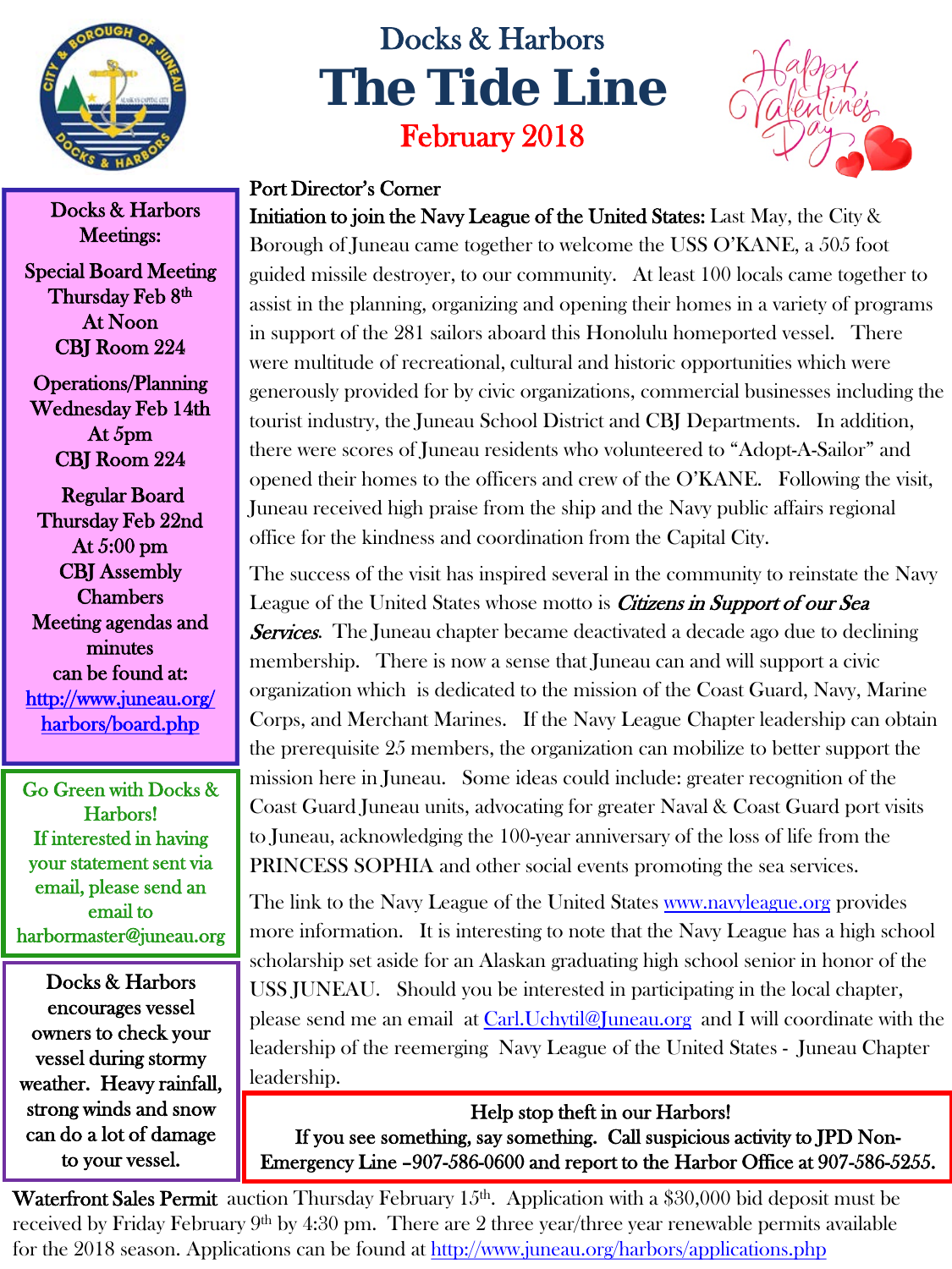# Docks & Harbors

# The Tide Line

## February 2018

Happy Valentine's Day

**Docks & Harbors Meetings:**

**Special Board Meeting**
**Thursday Feb 8th**
**At Noon**
**CBJ Room 224**

**Operations/Planning**
**Wednesday Feb 14th**
**At 5pm**
**CBJ Room 224**

**Regular Board**
**Thursday Feb 22nd**
**At 5:00 pm**
**CBJ Assembly Chambers**

**Meeting agendas and minutes can be found at:**
[http://www.juneau.org/harbors/board.php](http://www.juneau.org/harbors/board.php)

Go Green with Docks & Harbors!
If interested in having your statement sent via email, please send an email to harbormaster@juneau.org

Docks & Harbors encourages vessel owners to check your vessel during stormy weather. Heavy rainfall, strong winds and snow can do a lot of damage to your vessel.

## Port Director's Corner

**Initiation to join the Navy League of the United States:** Last May, the City & Borough of Juneau came together to welcome the USS O'KANE, a 505 foot guided missile destroyer, to our community. At least 100 locals came together to assist in the planning, organizing and opening their homes in a variety of programs in support of the 281 sailors aboard this Honolulu homeported vessel. There were multitude of recreational, cultural and historic opportunities which were generously provided for by civic organizations, commercial businesses including the tourist industry, the Juneau School District and CBJ Departments. In addition, there were scores of Juneau residents who volunteered to "Adopt-A-Sailor" and opened their homes to the officers and crew of the O'KANE. Following the visit, Juneau received high praise from the ship and the Navy public affairs regional office for the kindness and coordination from the Capital City.

The success of the visit has inspired several in the community to reinstate the Navy League of the United States whose motto is ***Citizens in Support of our Sea Services***. The Juneau chapter became deactivated a decade ago due to declining membership. There is now a sense that Juneau can and will support a civic organization which is dedicated to the mission of the Coast Guard, Navy, Marine Corps, and Merchant Marines. If the Navy League Chapter leadership can obtain the prerequisite 25 members, the organization can mobilize to better support the mission here in Juneau. Some ideas could include: greater recognition of the Coast Guard Juneau units, advocating for greater Naval & Coast Guard port visits to Juneau, acknowledging the 100-year anniversary of the loss of life from the PRINCESS SOPHIA and other social events promoting the sea services.

The link to the Navy League of the United States [www.navyleague.org](http://www.navyleague.org) provides more information. It is interesting to note that the Navy League has a high school scholarship set aside for an Alaskan graduating high school senior in honor of the USS JUNEAU. Should you be interested in participating in the local chapter, please send me an email at [Carl.Uchytil@Juneau.org](mailto:Carl.Uchytil@Juneau.org) and I will coordinate with the leadership of the reemerging Navy League of the United States - Juneau Chapter leadership.

**Help stop theft in our Harbors!**
**If you see something, say something. Call suspicious activity to JPD Non-Emergency Line –907-586-0600 and report to the Harbor Office at 907-586-5255.**

**Waterfront Sales Permit** auction Thursday February 15th. Application with a $30,000 bid deposit must be received by Friday February 9th by 4:30 pm. There are 2 three year/three year renewable permits available for the 2018 season. Applications can be found at [http://www.juneau.org/harbors/applications.php](http://www.juneau.org/harbors/applications.php)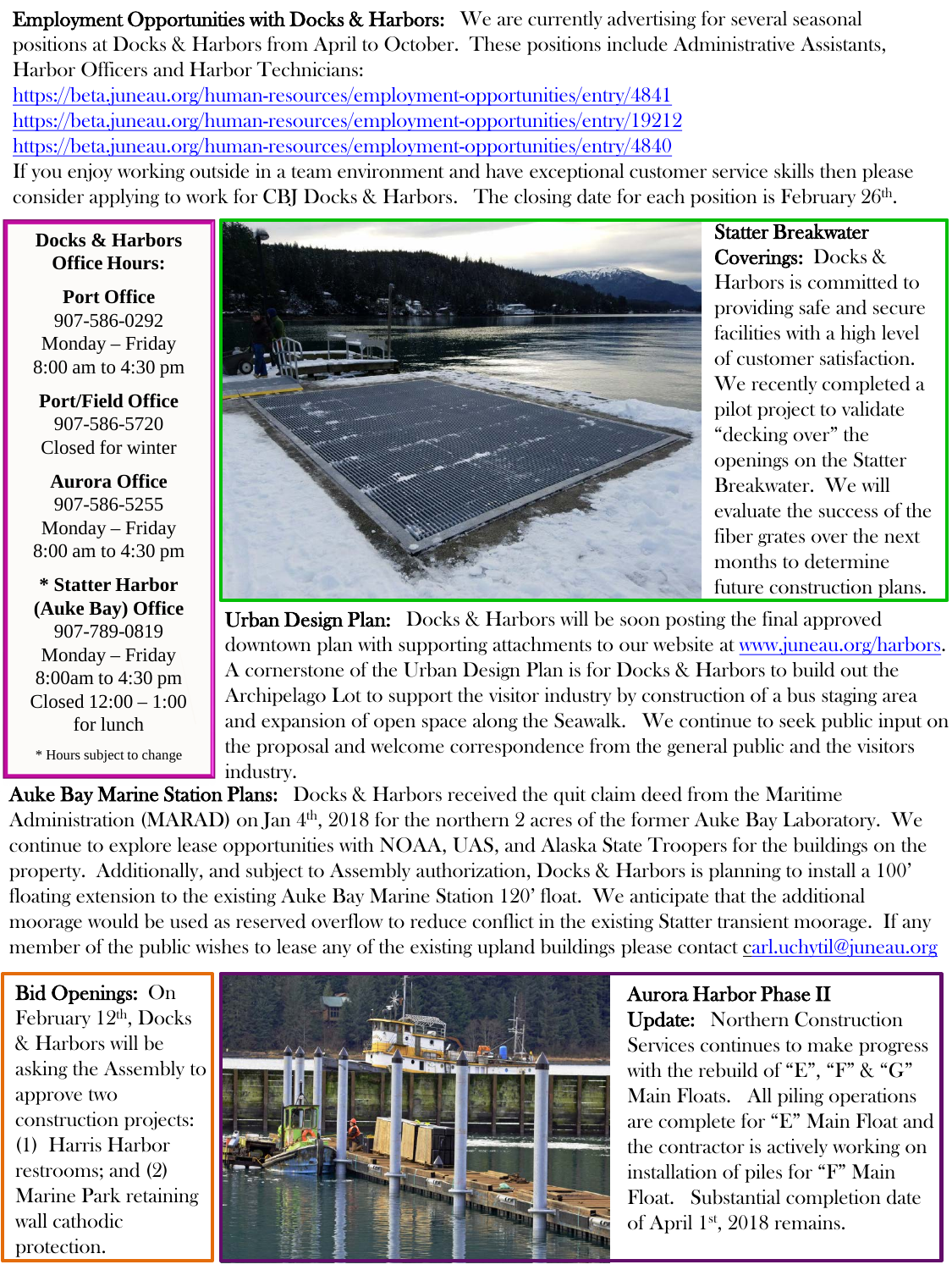**Employment Opportunities with Docks & Harbors:** We are currently advertising for several seasonal positions at Docks & Harbors from April to October. These positions include Administrative Assistants, Harbor Officers and Harbor Technicians:

https://beta.juneau.org/human-resources/employment-opportunities/entry/4841
https://beta.juneau.org/human-resources/employment-opportunities/entry/19212
https://beta.juneau.org/human-resources/employment-opportunities/entry/4840

If you enjoy working outside in a team environment and have exceptional customer service skills then please consider applying to work for CBJ Docks & Harbors. The closing date for each position is February 26th.

**Docks & Harbors Office Hours:**

**Port Office**
907-586-0292
Monday – Friday
8:00 am to 4:30 pm

**Port/Field Office**
907-586-5720
Closed for winter

**Aurora Office**
907-586-5255
Monday – Friday
8:00 am to 4:30 pm

**\* Statter Harbor (Auke Bay) Office**
907-789-0819
Monday – Friday
8:00am to 4:30 pm
Closed 12:00 – 1:00 for lunch

\* Hours subject to change

**Statter Breakwater Coverings:** Docks & Harbors is committed to providing safe and secure facilities with a high level of customer satisfaction. We recently completed a pilot project to validate "decking over" the openings on the Statter Breakwater. We will evaluate the success of the fiber grates over the next months to determine future construction plans.

**Urban Design Plan:** Docks & Harbors will be soon posting the final approved downtown plan with supporting attachments to our website at www.juneau.org/harbors. A cornerstone of the Urban Design Plan is for Docks & Harbors to build out the Archipelago Lot to support the visitor industry by construction of a bus staging area and expansion of open space along the Seawalk. We continue to seek public input on the proposal and welcome correspondence from the general public and the visitors industry.

**Auke Bay Marine Station Plans:** Docks & Harbors received the quit claim deed from the Maritime Administration (MARAD) on Jan 4th, 2018 for the northern 2 acres of the former Auke Bay Laboratory. We continue to explore lease opportunities with NOAA, UAS, and Alaska State Troopers for the buildings on the property. Additionally, and subject to Assembly authorization, Docks & Harbors is planning to install a 100' floating extension to the existing Auke Bay Marine Station 120' float. We anticipate that the additional moorage would be used as reserved overflow to reduce conflict in the existing Statter transient moorage. If any member of the public wishes to lease any of the existing upland buildings please contact carl.uchytil@juneau.org

**Bid Openings:** On February 12th, Docks & Harbors will be asking the Assembly to approve two construction projects: (1) Harris Harbor restrooms; and (2) Marine Park retaining wall cathodic protection.

**Aurora Harbor Phase II Update:** Northern Construction Services continues to make progress with the rebuild of "E", "F" & "G" Main Floats. All piling operations are complete for "E" Main Float and the contractor is actively working on installation of piles for "F" Main Float. Substantial completion date of April 1st, 2018 remains.